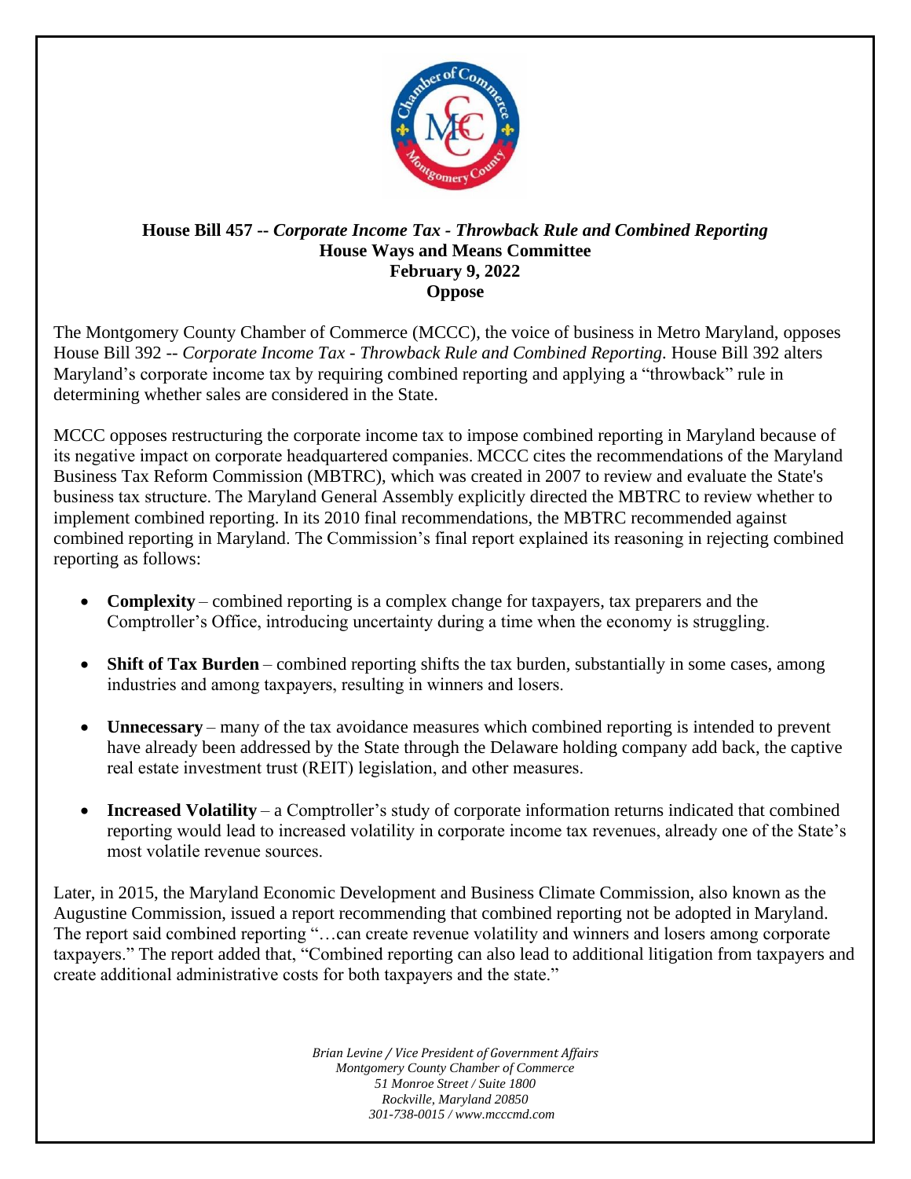**House Bill 457 --** ***Corporate Income Tax - Throwback Rule and Combined Reporting***
**House Ways and Means Committee**
**February 9, 2022**
**Oppose**

The Montgomery County Chamber of Commerce (MCCC), the voice of business in Metro Maryland, opposes House Bill 392 -- *Corporate Income Tax - Throwback Rule and Combined Reporting.* House Bill 392 alters Maryland's corporate income tax by requiring combined reporting and applying a "throwback" rule in determining whether sales are considered in the State.

MCCC opposes restructuring the corporate income tax to impose combined reporting in Maryland because of its negative impact on corporate headquartered companies. MCCC cites the recommendations of the Maryland Business Tax Reform Commission (MBTRC), which was created in 2007 to review and evaluate the State's business tax structure. The Maryland General Assembly explicitly directed the MBTRC to review whether to implement combined reporting. In its 2010 final recommendations, the MBTRC recommended against combined reporting in Maryland. The Commission's final report explained its reasoning in rejecting combined reporting as follows:

- **Complexity** – combined reporting is a complex change for taxpayers, tax preparers and the Comptroller's Office, introducing uncertainty during a time when the economy is struggling.
- **Shift of Tax Burden** – combined reporting shifts the tax burden, substantially in some cases, among industries and among taxpayers, resulting in winners and losers.
- **Unnecessary** – many of the tax avoidance measures which combined reporting is intended to prevent have already been addressed by the State through the Delaware holding company add back, the captive real estate investment trust (REIT) legislation, and other measures.
- **Increased Volatility** – a Comptroller's study of corporate information returns indicated that combined reporting would lead to increased volatility in corporate income tax revenues, already one of the State's most volatile revenue sources.

Later, in 2015, the Maryland Economic Development and Business Climate Commission, also known as the Augustine Commission, issued a report recommending that combined reporting not be adopted in Maryland. The report said combined reporting "…can create revenue volatility and winners and losers among corporate taxpayers." The report added that, "Combined reporting can also lead to additional litigation from taxpayers and create additional administrative costs for both taxpayers and the state."

*Brian Levine / Vice President of Government Affairs*
*Montgomery County Chamber of Commerce*
*51 Monroe Street / Suite 1800*
*Rockville, Maryland 20850*
*301-738-0015 / www.mcccmd.com*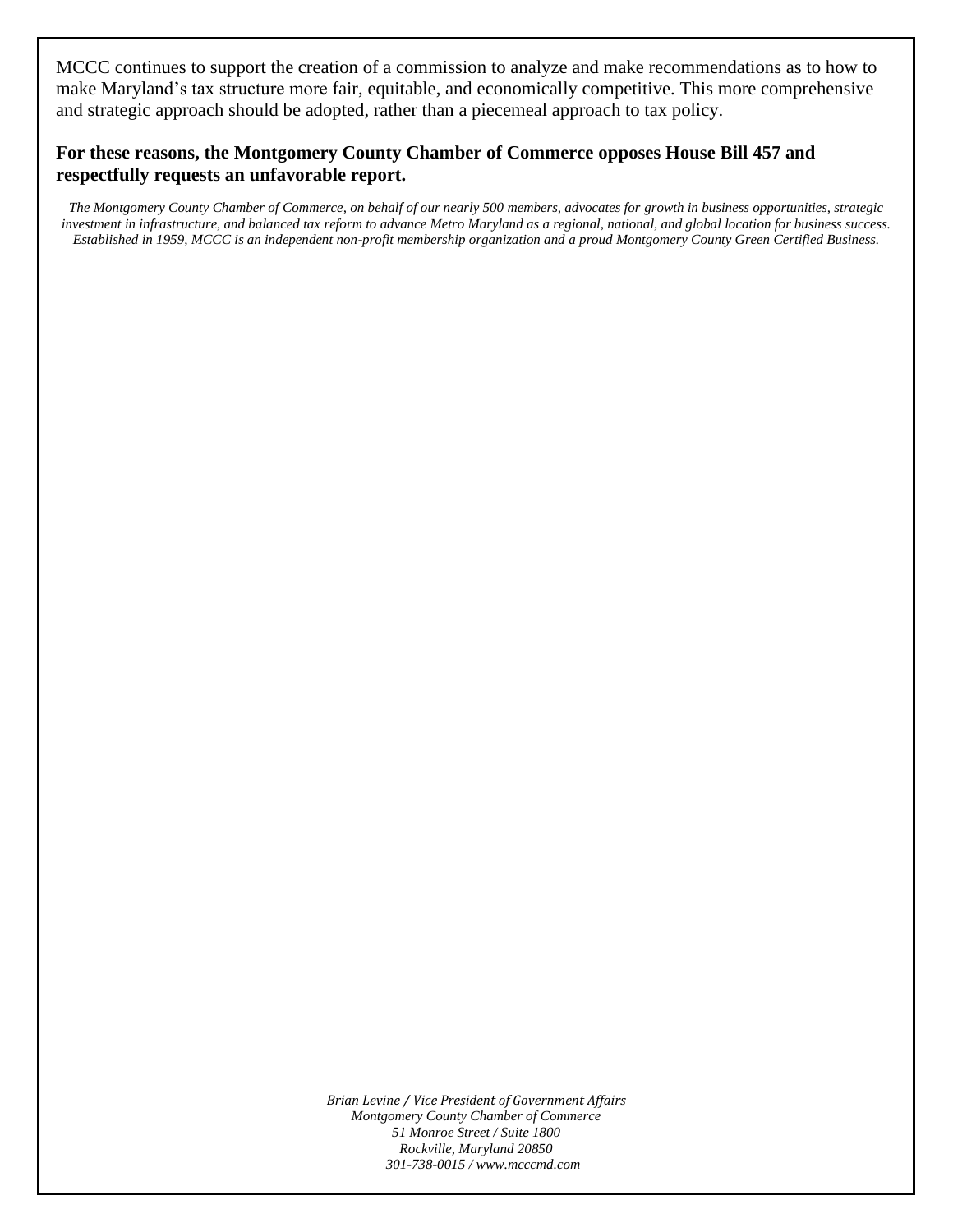MCCC continues to support the creation of a commission to analyze and make recommendations as to how to make Maryland's tax structure more fair, equitable, and economically competitive. This more comprehensive and strategic approach should be adopted, rather than a piecemeal approach to tax policy.

**For these reasons, the Montgomery County Chamber of Commerce opposes House Bill 457 and respectfully requests an unfavorable report.**

*The Montgomery County Chamber of Commerce, on behalf of our nearly 500 members, advocates for growth in business opportunities, strategic investment in infrastructure, and balanced tax reform to advance Metro Maryland as a regional, national, and global location for business success. Established in 1959, MCCC is an independent non-profit membership organization and a proud Montgomery County Green Certified Business.*

*Brian Levine / Vice President of Government Affairs*
*Montgomery County Chamber of Commerce*
*51 Monroe Street / Suite 1800*
*Rockville, Maryland 20850*
*301-738-0015 / www.mcccmd.com*